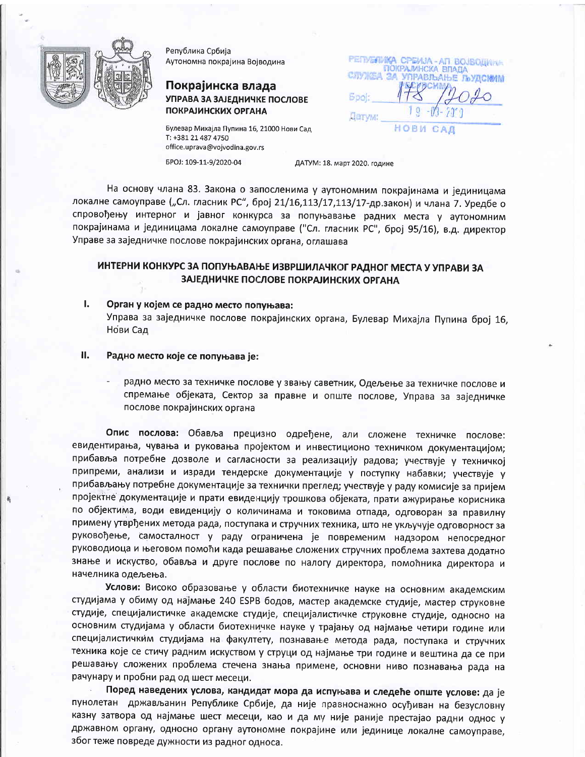Република Србија
Аутономна покрајина Војводина

## Покрајинска влада
**УПРАВА ЗА ЗАЈЕДНИЧКЕ ПОСЛОВЕ ПОКРАЈИНСКИХ ОРГАНА**

Булевар Михајла Пупина 16, 21000 Нови Сад
T: +381 21 487 4750
office.uprava@vojvodina.gov.rs

РЕПУБЛИКА СРБИЈА - АП ВОЈВОДИНА
ПОКРАЈИНСКА ВЛАДА
СЛУЖБА ЗА УПРАВЉАЊЕ ЉУДСКИМ РЕСУРСИМА
Број: 178/2020
Датум: 19-03-2020
НОВИ САД

БРОЈ: 109-11-9/2020-04 ДАТУМ: 18. март 2020. године

На основу члана 83. Закона о запосленима у аутономним покрајинама и јединицама локалне самоуправе („Сл. гласник РС", број 21/16,113/17,113/17-др.закон) и члана 7. Уредбе о спровођењу интерног и јавног конкурса за попуњавање радних места у аутономним покрајинама и јединицама локалне самоуправе ("Сл. гласник РС", број 95/16), в.д. директор Управе за заједничке послове покрајинских органа, оглашава

## ИНТЕРНИ КОНКУРС ЗА ПОПУЊАВАЊЕ ИЗВРШИЛАЧКОГ РАДНОГ МЕСТА У УПРАВИ ЗА ЗАЈЕДНИЧКЕ ПОСЛОВЕ ПОКРАЈИНСКИХ ОРГАНА

### I. Орган у којем се радно место попуњава:

Управа за заједничке послове покрајинских органа, Булевар Михајла Пупина број 16, Нови Сад

### II. Радно место које се попуњава је:

- радно место за техничке послове у звању саветник, Одељење за техничке послове и спремање објеката, Сектор за правне и опште послове, Управа за заједничке послове покрајинских органа

**Опис послова:** Обавља прецизно одређене, али сложене техничке послове: евидентирања, чувања и руковања пројектом и инвестиционо техничком документацијом; прибавља потребне дозволе и сагласности за реализацију радова; учествује у техничкој припреми, анализи и изради тендерске документације у поступку набавки; учествује у прибављању потребне документације за технички преглед; учествује у раду комисије за пријем пројектне документације и прати евиденцију трошкова објеката, прати ажурирање корисника по објектима, води евиденцију о количинама и токовима отпада, одговоран за правилну примену утврђених метода рада, поступака и стручних техника, што не укључује одговорност за руковођење, самосталност у раду ограничена је повременим надзором непосредног руководиоца и његовом помоћи када решавање сложених стручних проблема захтева додатно знање и искуство, обавља и друге послове по налогу директора, помоћника директора и начелника одељења.

**Услови:** Високо образовање у области биотехничке науке на основним академским студијама у обиму од најмање 240 ESPB бодова, мастер академске студије, мастер струковне студије, специјалистичке академске студије, специјалистичке струковне студије, односно на основним студијама у области биотехничке науке у трајању од најмање четири године или специјалистичким студијама на факултету, познавање метода рада, поступака и стручних техника које се стичу радним искуством у струци од најмање три године и вештина да се при решавању сложених проблема стечена знања примене, основни ниво познавања рада на рачунару и пробни рад од шест месеци.

**Поред наведених услова, кандидат мора да испуњава и следеће опште услове:** да је пунолетан држављанин Републике Србије, да није правноснажно осуђиван на безусловну казну затвора од најмање шест месеци, као и да му није раније престајао радни однос у државном органу, односно органу аутономне покрајине или јединице локалне самоуправе, због теже повреде дужности из радног односа.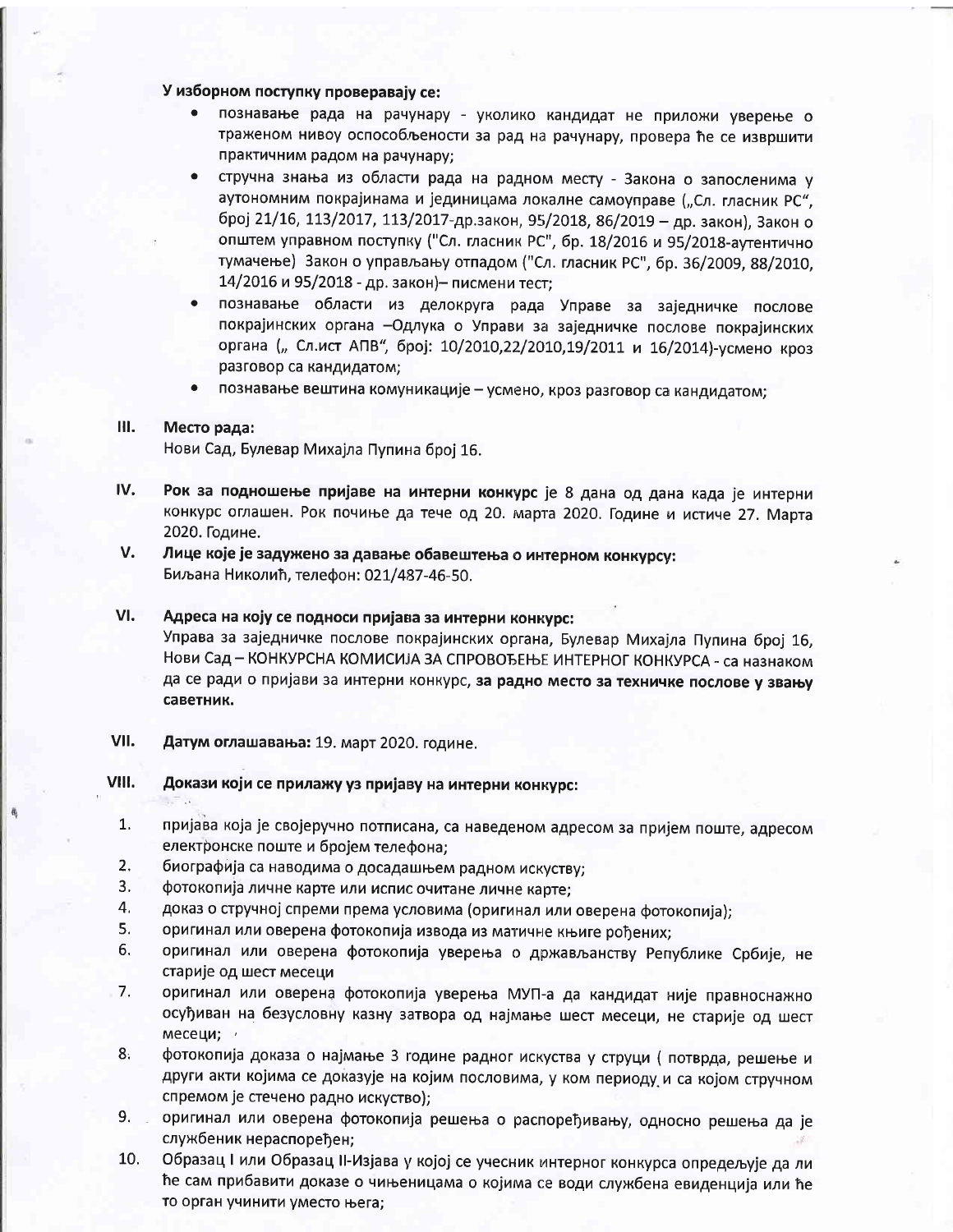**У изборном поступку проверавају се:**

- познавање рада на рачунару - уколико кандидат не приложи уверење о траженом нивоу оспособљености за рад на рачунару, провера ће се извршити практичним радом на рачунару;
- стручна знања из области рада на радном месту - Закона о запосленима у аутономним покрајинама и јединицама локалне самоуправе („Сл. гласник РС", број 21/16, 113/2017, 113/2017-др.закон, 95/2018, 86/2019 – др. закон), Закон о општем управном поступку ("Сл. гласник РС", бр. 18/2016 и 95/2018-аутентично тумачење) Закон о управљању отпадом ("Сл. гласник РС", бр. 36/2009, 88/2010, 14/2016 и 95/2018 - др. закон)– писмени тест;
- познавање области из делокруга рада Управе за заједничке послове покрајинских органа –Одлука о Управи за заједничке послове покрајинских органа („ Сл.ист АПВ", број: 10/2010,22/2010,19/2011 и 16/2014)-усмено кроз разговор са кандидатом;
- познавање вештина комуникације – усмено, кроз разговор са кандидатом;

**III. Место рада:**
Нови Сад, Булевар Михајла Пупина број 16.

**IV. Рок за подношење пријаве на интерни конкурс** је 8 дана од дана када је интерни конкурс оглашен. Рок почиње да тече од 20. марта 2020. Године и истиче 27. Марта 2020. Године.

**V. Лице које је задужено за давање обавештења о интерном конкурсу:**
Биљана Николић, телефон: 021/487-46-50.

**VI. Адреса на коју се подноси пријава за интерни конкурс:**
Управа за заједничке послове покрајинских органа, Булевар Михајла Пупина број 16, Нови Сад – КОНКУРСНА КОМИСИЈА ЗА СПРОВОЂЕЊЕ ИНТЕРНОГ КОНКУРСА - са назнаком да се ради о пријави за интерни конкурс, **за радно место за техничке послове у звању саветник.**

**VII. Датум оглашавања:** 19. март 2020. године.

**VIII. Докази који се прилажу уз пријаву на интерни конкурс:**

1. пријава која је својеручно потписана, са наведеном адресом за пријем поште, адресом електронске поште и бројем телефона;
2. биографија са наводима о досадашњем радном искуству;
3. фотокопија личне карте или испис очитане личне карте;
4. доказ о стручној спреми према условима (оригинал или оверена фотокопија);
5. оригинал или оверена фотокопија извода из матичне књиге рођених;
6. оригинал или оверена фотокопија уверења о држављанству Републике Србије, не старије од шест месеци
7. оригинал или оверена фотокопија уверења МУП-а да кандидат није правноснажно осуђиван на безусловну казну затвора од најмање шест месеци, не старије од шест месеци;
8. фотокопија доказа о најмање 3 године радног искуства у струци ( потврда, решење и други акти којима се доказује на којим пословима, у ком периоду и са којом стручном спремом је стечено радно искуство);
9. оригинал или оверена фотокопија решења о распоређивању, односно решења да је службеник нераспоређен;
10. Образац I или Образац II-Изјава у којој се учесник интерног конкурса опредељује да ли ће сам прибавити доказе о чињеницама о којима се води службена евиденција или ће то орган учинити уместо њега;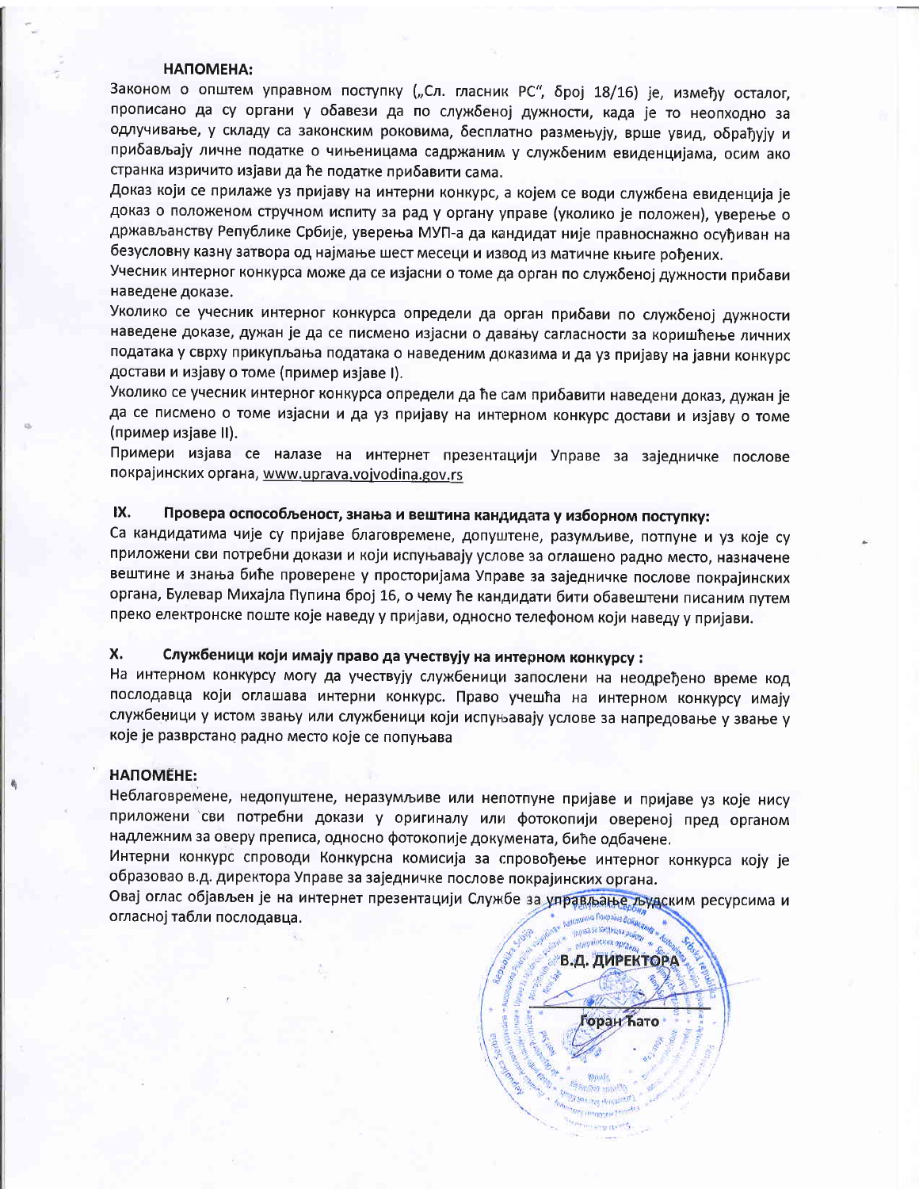**НАПОМЕНА:**

Законом о општем управном поступку („Сл. гласник РС", број 18/16) је, између осталог, прописано да су органи у обавези да по службеној дужности, када је то неопходно за одлучивање, у складу са законским роковима, бесплатно размењују, врше увид, обрађују и прибављају личне податке о чињеницама садржаним у службеним евиденцијама, осим ако странка изричито изјави да ће податке прибавити сама.

Доказ који се прилаже уз пријаву на интерни конкурс, а којем се води службена евиденција је доказ о положеном стручном испиту за рад у органу управе (уколико је положен), уверење о држављанству Републике Србије, уверења МУП-а да кандидат није правноснажно осуђиван на безусловну казну затвора од најмање шест месеци и извод из матичне књиге рођених.

Учесник интерног конкурса може да се изјасни о томе да орган по службеној дужности прибави наведене доказе.

Уколико се учесник интерног конкурса определи да орган прибави по службеној дужности наведене доказе, дужан је да се писмено изјасни о давању сагласности за коришћење личних података у сврху прикупљања података о наведеним доказима и да уз пријаву на јавни конкурс достави и изјаву о томе (пример изјаве I).

Уколико се учесник интерног конкурса определи да ће сам прибавити наведени доказ, дужан је да се писмено о томе изјасни и да уз пријаву на интерном конкурс достави и изјаву о томе (пример изјаве II).

Примери изјава се налазе на интернет презентацији Управе за заједничке послове покрајинских органа, www.uprava.vojvodina.gov.rs

## IX. Провера оспособљеност, знања и вештина кандидата у изборном поступку:

Са кандидатима чије су пријаве благовремене, допуштене, разумљиве, потпуне и уз које су приложени сви потребни докази и који испуњавају услове за оглашено радно место, назначене вештине и знања биће проверене у просторијама Управе за заједничке послове покрајинских органа, Булевар Михајла Пупина број 16, о чему ће кандидати бити обавештени писаним путем преко електронске поште које наведу у пријави, односно телефоном који наведу у пријави.

## X. Службеници који имају право да учествују на интерном конкурсу :

На интерном конкурсу могу да учествују службеници запослени на неодређено време код послодавца који оглашава интерни конкурс. Право учешћа на интерном конкурсу имају службеници у истом звању или службеници који испуњавају услове за напредовање у звање у које је разврстано радно место које се попуњава

**НАПОМЕНЕ:**

Неблаговремене, недопуштене, неразумљиве или непотпуне пријаве и пријаве уз које нису приложени сви потребни докази у оригиналу или фотокопији овереној пред органом надлежним за оверу преписа, односно фотокопије докумената, биће одбачене.

Интерни конкурс спроводи Конкурсна комисија за спровођење интерног конкурса коју је образовао в.д. директора Управе за заједничке послове покрајинских органа.

Овај оглас објављен је на интернет презентацији Службе за управљање људским ресурсима и огласној табли послодавца.

В.Д. ДИРЕКТОРА

Горан Ћато